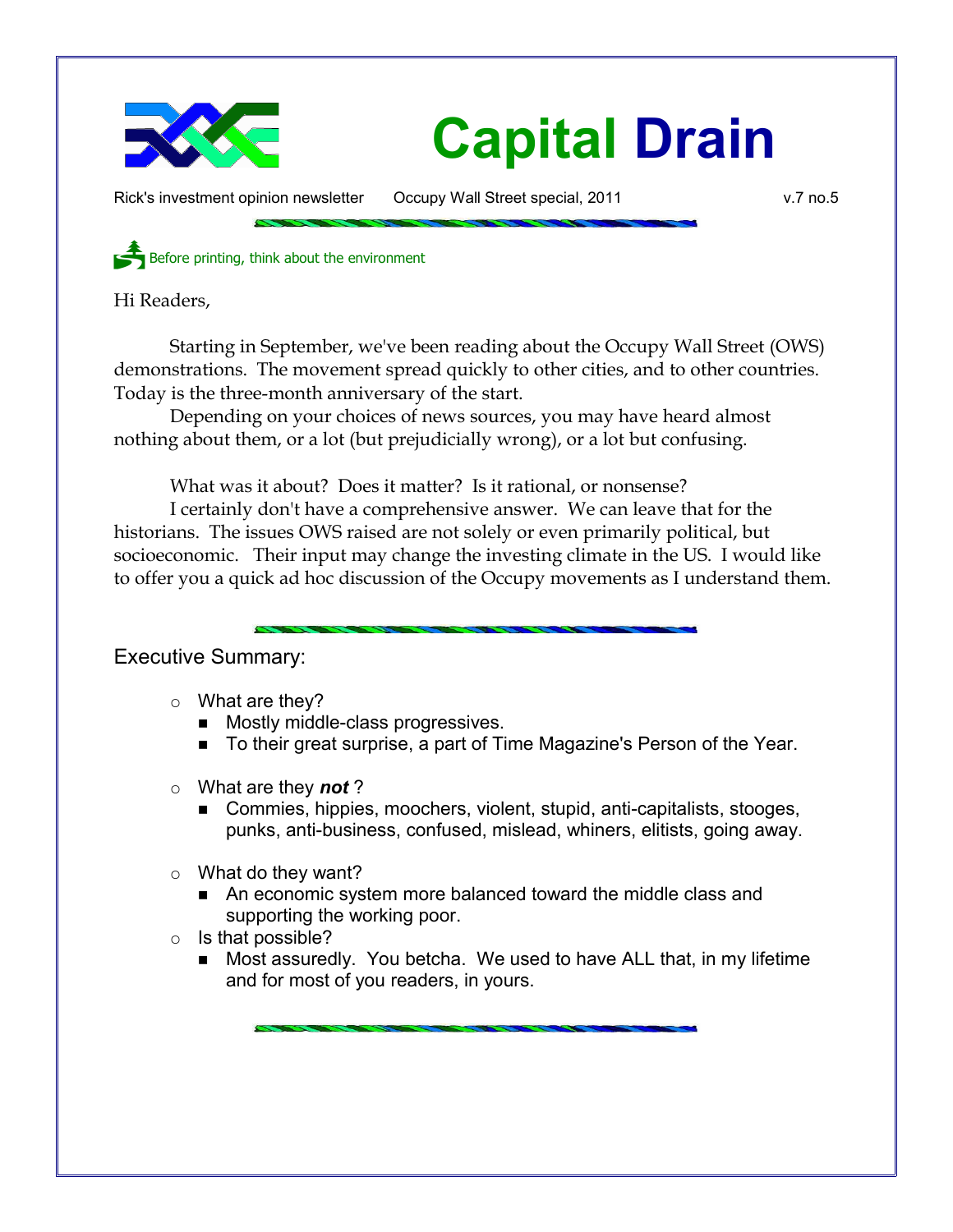# Capital Drain

Rick's investment opinion newsletter Occupy Wall Street special, 2011 v.7 no.5

Before printing, think about the environment

Hi Readers,

Starting in September, we've been reading about the Occupy Wall Street (OWS) demonstrations. The movement spread quickly to other cities, and to other countries. Today is the three-month anniversary of the start.

Depending on your choices of news sources, you may have heard almost nothing about them, or a lot (but prejudicially wrong), or a lot but confusing.

What was it about? Does it matter? Is it rational, or nonsense?

I certainly don't have a comprehensive answer. We can leave that for the historians. The issues OWS raised are not solely or even primarily political, but socioeconomic. Their input may change the investing climate in the US. I would like to offer you a quick ad hoc discussion of the Occupy movements as I understand them.

## Executive Summary:

- What are they?
  - Mostly middle-class progressives.
  - To their great surprise, a part of Time Magazine's Person of the Year.
- What are they ***not*** ?
  - Commies, hippies, moochers, violent, stupid, anti-capitalists, stooges, punks, anti-business, confused, mislead, whiners, elitists, going away.
- What do they want?
  - An economic system more balanced toward the middle class and supporting the working poor.
- Is that possible?
  - Most assuredly. You betcha. We used to have ALL that, in my lifetime and for most of you readers, in yours.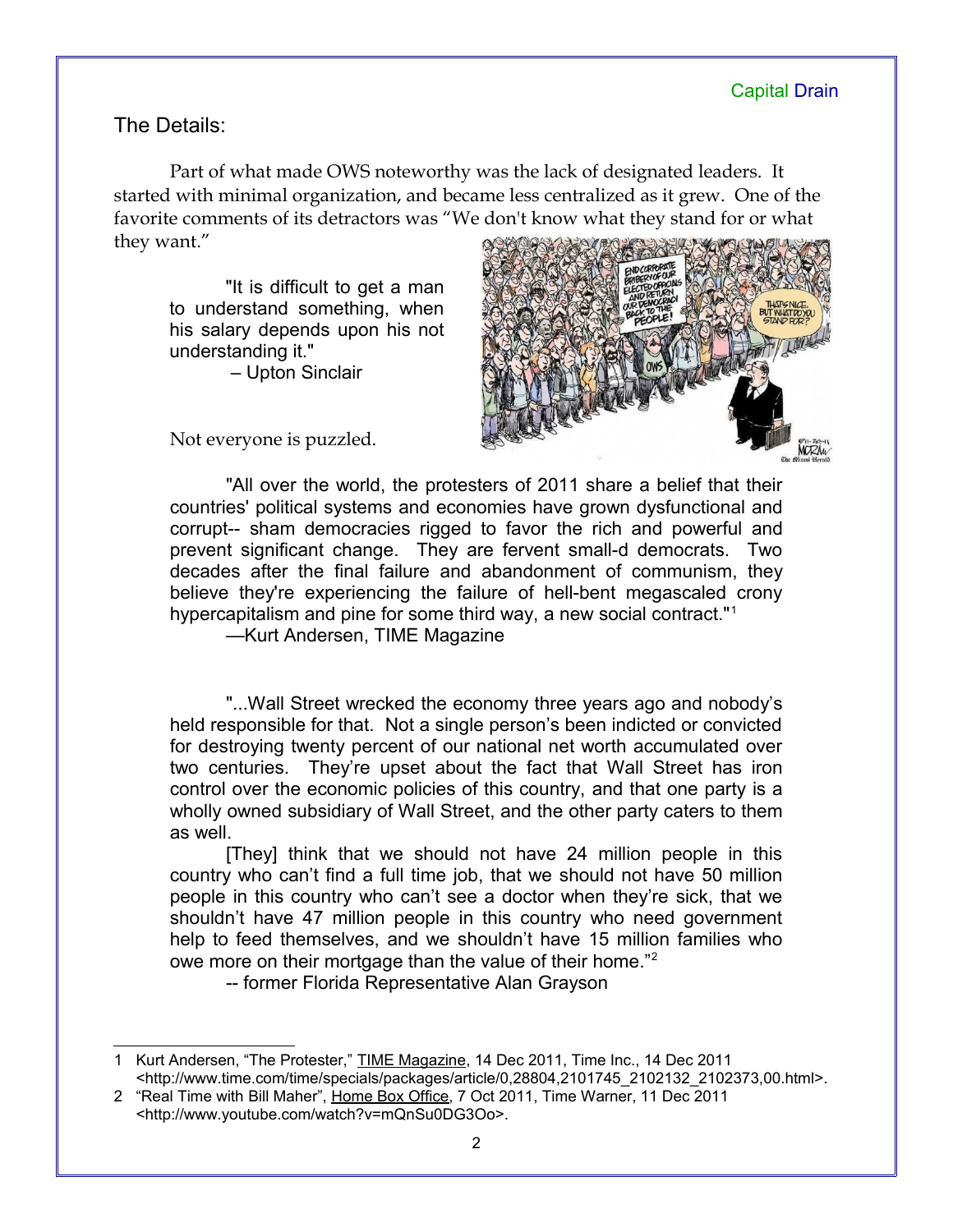## The Details:

Part of what made OWS noteworthy was the lack of designated leaders. It started with minimal organization, and became less centralized as it grew. One of the favorite comments of its detractors was "We don't know what they stand for or what they want."

> "It is difficult to get a man to understand something, when his salary depends upon his not understanding it."
>
> – Upton Sinclair

Not everyone is puzzled.

> "All over the world, the protesters of 2011 share a belief that their countries' political systems and economies have grown dysfunctional and corrupt-- sham democracies rigged to favor the rich and powerful and prevent significant change. They are fervent small-d democrats. Two decades after the final failure and abandonment of communism, they believe they're experiencing the failure of hell-bent megascaled crony hypercapitalism and pine for some third way, a new social contract."[1]
>
> —Kurt Andersen, TIME Magazine

> "...Wall Street wrecked the economy three years ago and nobody's held responsible for that. Not a single person's been indicted or convicted for destroying twenty percent of our national net worth accumulated over two centuries. They're upset about the fact that Wall Street has iron control over the economic policies of this country, and that one party is a wholly owned subsidiary of Wall Street, and the other party caters to them as well.
>
> [They] think that we should not have 24 million people in this country who can't find a full time job, that we should not have 50 million people in this country who can't see a doctor when they're sick, that we shouldn't have 47 million people in this country who need government help to feed themselves, and we shouldn't have 15 million families who owe more on their mortgage than the value of their home."[2]
>
> -- former Florida Representative Alan Grayson

---

1 Kurt Andersen, "The Protester," TIME Magazine, 14 Dec 2011, Time Inc., 14 Dec 2011 <http://www.time.com/time/specials/packages/article/0,28804,2101745_2102132_2102373,00.html>.

2 "Real Time with Bill Maher", Home Box Office, 7 Oct 2011, Time Warner, 11 Dec 2011 <http://www.youtube.com/watch?v=mQnSu0DG3Oo>.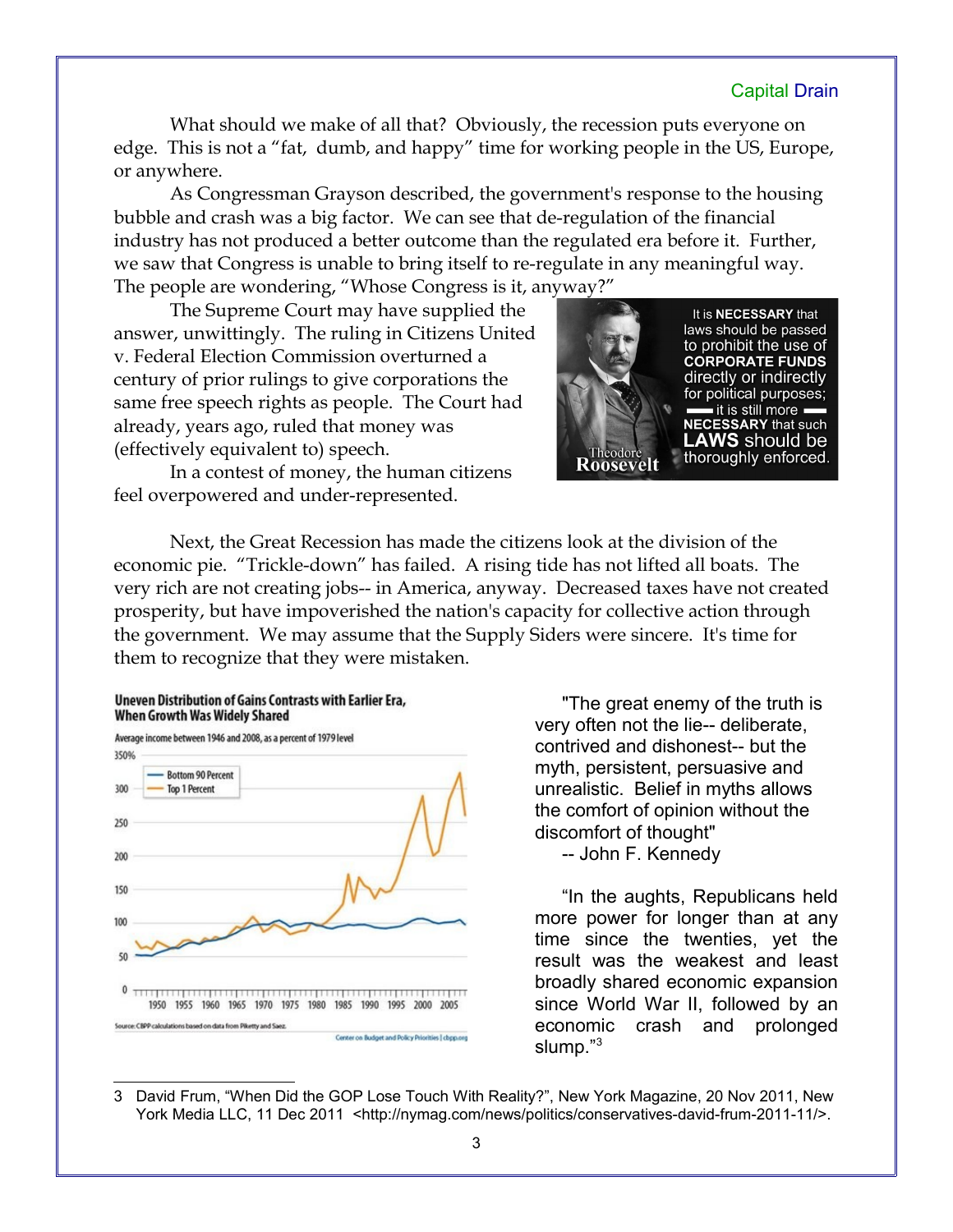What should we make of all that? Obviously, the recession puts everyone on edge. This is not a "fat, dumb, and happy" time for working people in the US, Europe, or anywhere.

As Congressman Grayson described, the government's response to the housing bubble and crash was a big factor. We can see that de-regulation of the financial industry has not produced a better outcome than the regulated era before it. Further, we saw that Congress is unable to bring itself to re-regulate in any meaningful way. The people are wondering, "Whose Congress is it, anyway?"

The Supreme Court may have supplied the answer, unwittingly. The ruling in Citizens United v. Federal Election Commission overturned a century of prior rulings to give corporations the same free speech rights as people. The Court had already, years ago, ruled that money was (effectively equivalent to) speech.

In a contest of money, the human citizens feel overpowered and under-represented.

It is **NECESSARY** that laws should be passed to prohibit the use of **CORPORATE FUNDS** directly or indirectly for political purposes; — it is still more — **NECESSARY** that such **LAWS** should be thoroughly enforced.

Theodore **Roosevelt**

Next, the Great Recession has made the citizens look at the division of the economic pie. "Trickle-down" has failed. A rising tide has not lifted all boats. The very rich are not creating jobs-- in America, anyway. Decreased taxes have not created prosperity, but have impoverished the nation's capacity for collective action through the government. We may assume that the Supply Siders were sincere. It's time for them to recognize that they were mistaken.

**Uneven Distribution of Gains Contrasts with Earlier Era, When Growth Was Widely Shared**

Average income between 1946 and 2008, as a percent of 1979 level

Bottom 90 Percent — Top 1 Percent

Source: CBPP calculations based on data from Piketty and Saez.

Center on Budget and Policy Priorities | cbpp.org

"The great enemy of the truth is very often not the lie-- deliberate, contrived and dishonest-- but the myth, persistent, persuasive and unrealistic. Belief in myths allows the comfort of opinion without the discomfort of thought"
-- John F. Kennedy

"In the aughts, Republicans held more power for longer than at any time since the twenties, yet the result was the weakest and least broadly shared economic expansion since World War II, followed by an economic crash and prolonged slump."[3]

3 David Frum, "When Did the GOP Lose Touch With Reality?", New York Magazine, 20 Nov 2011, New York Media LLC, 11 Dec 2011 <http://nymag.com/news/politics/conservatives-david-frum-2011-11/>.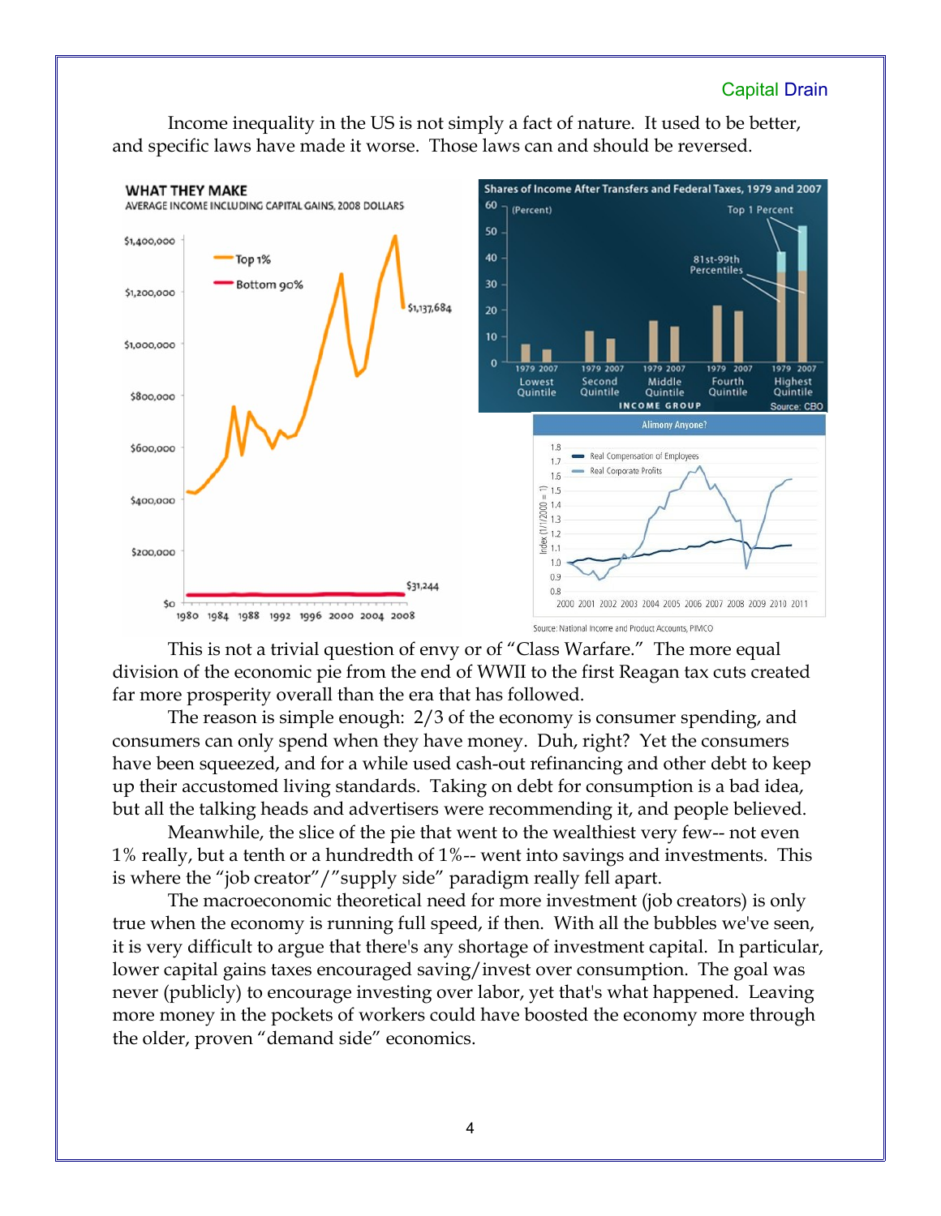Income inequality in the US is not simply a fact of nature. It used to be better, and specific laws have made it worse. Those laws can and should be reversed.

This is not a trivial question of envy or of "Class Warfare." The more equal division of the economic pie from the end of WWII to the first Reagan tax cuts created far more prosperity overall than the era that has followed.

The reason is simple enough: 2/3 of the economy is consumer spending, and consumers can only spend when they have money. Duh, right? Yet the consumers have been squeezed, and for a while used cash-out refinancing and other debt to keep up their accustomed living standards. Taking on debt for consumption is a bad idea, but all the talking heads and advertisers were recommending it, and people believed.

Meanwhile, the slice of the pie that went to the wealthiest very few-- not even 1% really, but a tenth or a hundredth of 1%-- went into savings and investments. This is where the "job creator"/"supply side" paradigm really fell apart.

The macroeconomic theoretical need for more investment (job creators) is only true when the economy is running full speed, if then. With all the bubbles we've seen, it is very difficult to argue that there's any shortage of investment capital. In particular, lower capital gains taxes encouraged saving/invest over consumption. The goal was never (publicly) to encourage investing over labor, yet that's what happened. Leaving more money in the pockets of workers could have boosted the economy more through the older, proven "demand side" economics.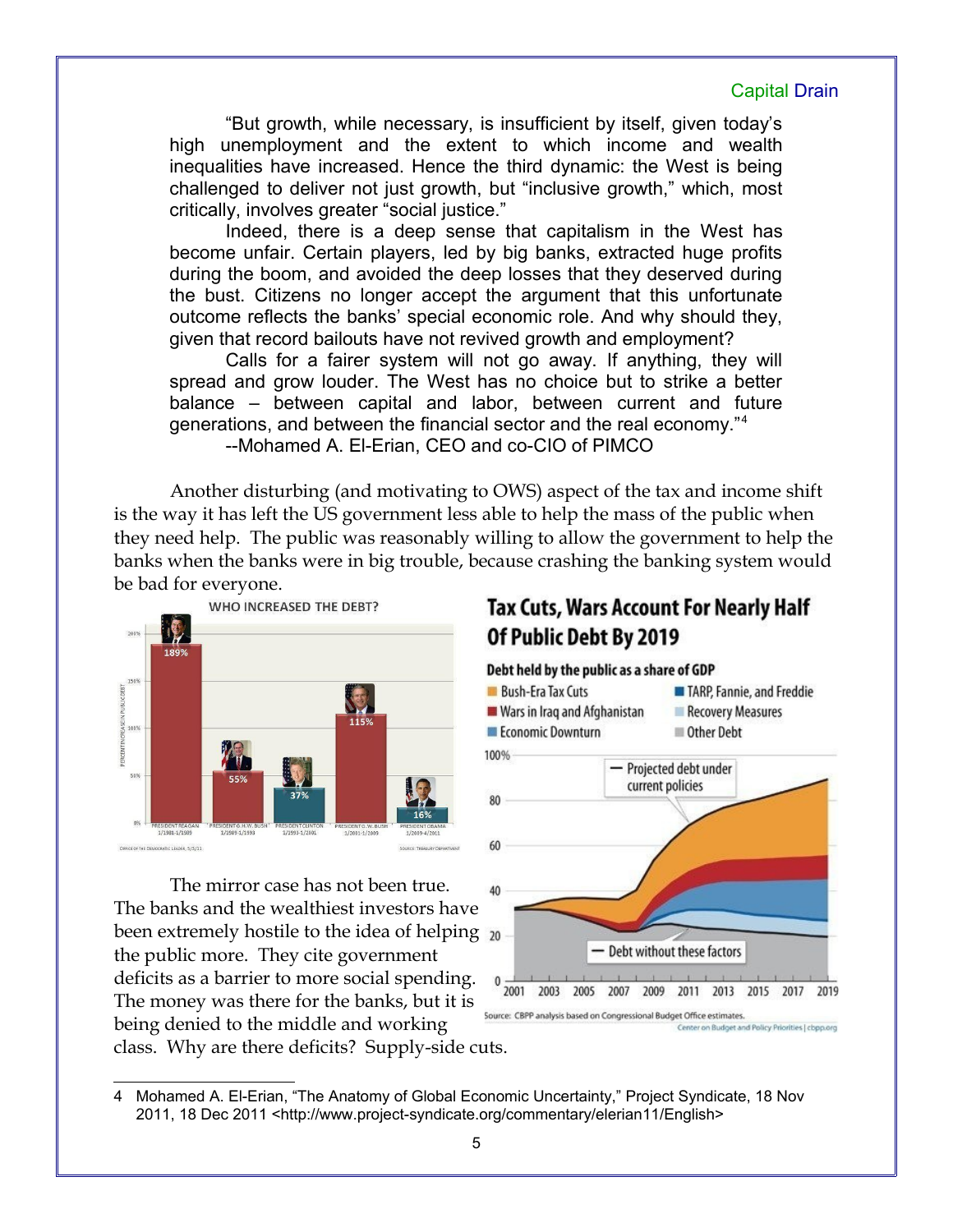> "But growth, while necessary, is insufficient by itself, given today's high unemployment and the extent to which income and wealth inequalities have increased. Hence the third dynamic: the West is being challenged to deliver not just growth, but "inclusive growth," which, most critically, involves greater "social justice."
>
> Indeed, there is a deep sense that capitalism in the West has become unfair. Certain players, led by big banks, extracted huge profits during the boom, and avoided the deep losses that they deserved during the bust. Citizens no longer accept the argument that this unfortunate outcome reflects the banks' special economic role. And why should they, given that record bailouts have not revived growth and employment?
>
> Calls for a fairer system will not go away. If anything, they will spread and grow louder. The West has no choice but to strike a better balance – between capital and labor, between current and future generations, and between the financial sector and the real economy."[4]
>
> --Mohamed A. El-Erian, CEO and co-CIO of PIMCO

Another disturbing (and motivating to OWS) aspect of the tax and income shift is the way it has left the US government less able to help the mass of the public when they need help. The public was reasonably willing to allow the government to help the banks when the banks were in big trouble, because crashing the banking system would be bad for everyone.

The mirror case has not been true. The banks and the wealthiest investors have been extremely hostile to the idea of helping the public more. They cite government deficits as a barrier to more social spending. The money was there for the banks, but it is being denied to the middle and working class. Why are there deficits? Supply-side cuts.

---

4 Mohamed A. El-Erian, "The Anatomy of Global Economic Uncertainty," Project Syndicate, 18 Nov 2011, 18 Dec 2011 <http://www.project-syndicate.org/commentary/elerian11/English>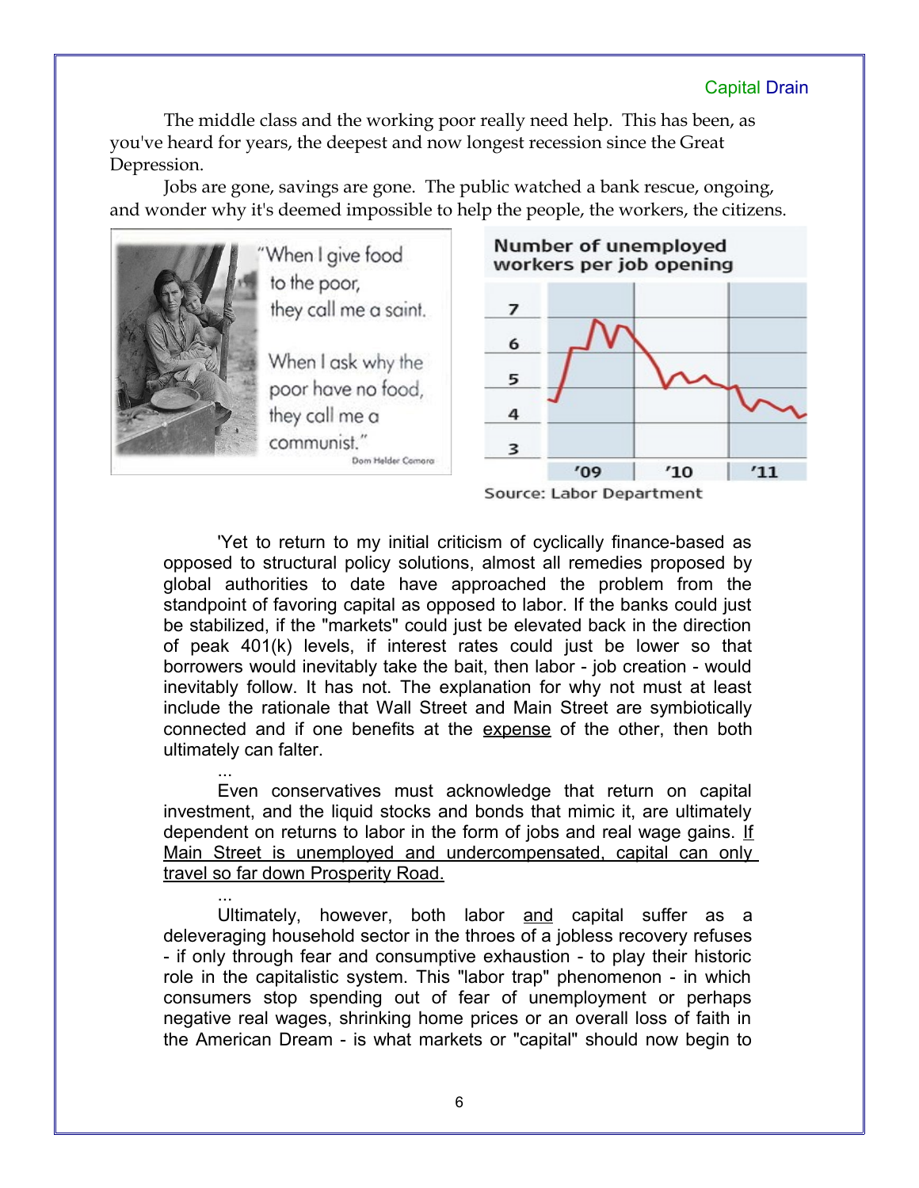The middle class and the working poor really need help. This has been, as you've heard for years, the deepest and now longest recession since the Great Depression.

Jobs are gone, savings are gone. The public watched a bank rescue, ongoing, and wonder why it's deemed impossible to help the people, the workers, the citizens.

"When I give food to the poor, they call me a saint. When I ask why the poor have no food, they call me a communist." Dom Helder Camara

Number of unemployed workers per job opening

Source: Labor Department

'Yet to return to my initial criticism of cyclically finance-based as opposed to structural policy solutions, almost all remedies proposed by global authorities to date have approached the problem from the standpoint of favoring capital as opposed to labor. If the banks could just be stabilized, if the "markets" could just be elevated back in the direction of peak 401(k) levels, if interest rates could just be lower so that borrowers would inevitably take the bait, then labor - job creation - would inevitably follow. It has not. The explanation for why not must at least include the rationale that Wall Street and Main Street are symbiotically connected and if one benefits at the <u>expense</u> of the other, then both ultimately can falter.

...

Even conservatives must acknowledge that return on capital investment, and the liquid stocks and bonds that mimic it, are ultimately dependent on returns to labor in the form of jobs and real wage gains. <u>If Main Street is unemployed and undercompensated, capital can only travel so far down Prosperity Road.</u>

...

Ultimately, however, both labor <u>and</u> capital suffer as a deleveraging household sector in the throes of a jobless recovery refuses - if only through fear and consumptive exhaustion - to play their historic role in the capitalistic system. This "labor trap" phenomenon - in which consumers stop spending out of fear of unemployment or perhaps negative real wages, shrinking home prices or an overall loss of faith in the American Dream - is what markets or "capital" should now begin to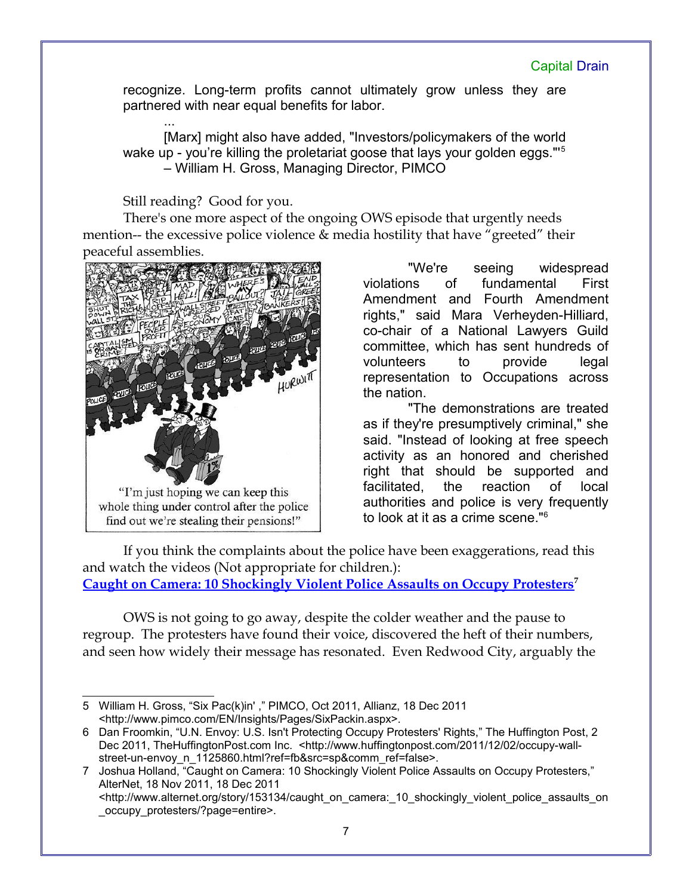recognize. Long-term profits cannot ultimately grow unless they are partnered with near equal benefits for labor.

...

[Marx] might also have added, "Investors/policymakers of the world wake up - you're killing the proletariat goose that lays your golden eggs."'[5]

– William H. Gross, Managing Director, PIMCO

Still reading? Good for you.

There's one more aspect of the ongoing OWS episode that urgently needs mention-- the excessive police violence & media hostility that have "greeted" their peaceful assemblies.

"I'm just hoping we can keep this whole thing under control after the police find out we're stealing their pensions!"

"We're seeing widespread violations of fundamental First Amendment and Fourth Amendment rights," said Mara Verheyden-Hilliard, co-chair of a National Lawyers Guild committee, which has sent hundreds of volunteers to provide legal representation to Occupations across the nation.

"The demonstrations are treated as if they're presumptively criminal," she said. "Instead of looking at free speech activity as an honored and cherished right that should be supported and facilitated, the reaction of local authorities and police is very frequently to look at it as a crime scene."[6]

If you think the complaints about the police have been exaggerations, read this and watch the videos (Not appropriate for children.):

**Caught on Camera: 10 Shockingly Violent Police Assaults on Occupy Protesters**[7]

OWS is not going to go away, despite the colder weather and the pause to regroup. The protesters have found their voice, discovered the heft of their numbers, and seen how widely their message has resonated. Even Redwood City, arguably the

---

5 William H. Gross, "Six Pac(k)in' ," PIMCO, Oct 2011, Allianz, 18 Dec 2011 <http://www.pimco.com/EN/Insights/Pages/SixPackin.aspx>.

6 Dan Froomkin, "U.N. Envoy: U.S. Isn't Protecting Occupy Protesters' Rights," The Huffington Post, 2 Dec 2011, TheHuffingtonPost.com Inc. <http://www.huffingtonpost.com/2011/12/02/occupy-wall-street-un-envoy_n_1125860.html?ref=fb&src=sp&comm_ref=false>.

7 Joshua Holland, "Caught on Camera: 10 Shockingly Violent Police Assaults on Occupy Protesters," AlterNet, 18 Nov 2011, 18 Dec 2011 <http://www.alternet.org/story/153134/caught_on_camera:_10_shockingly_violent_police_assaults_on_occupy_protesters/?page=entire>.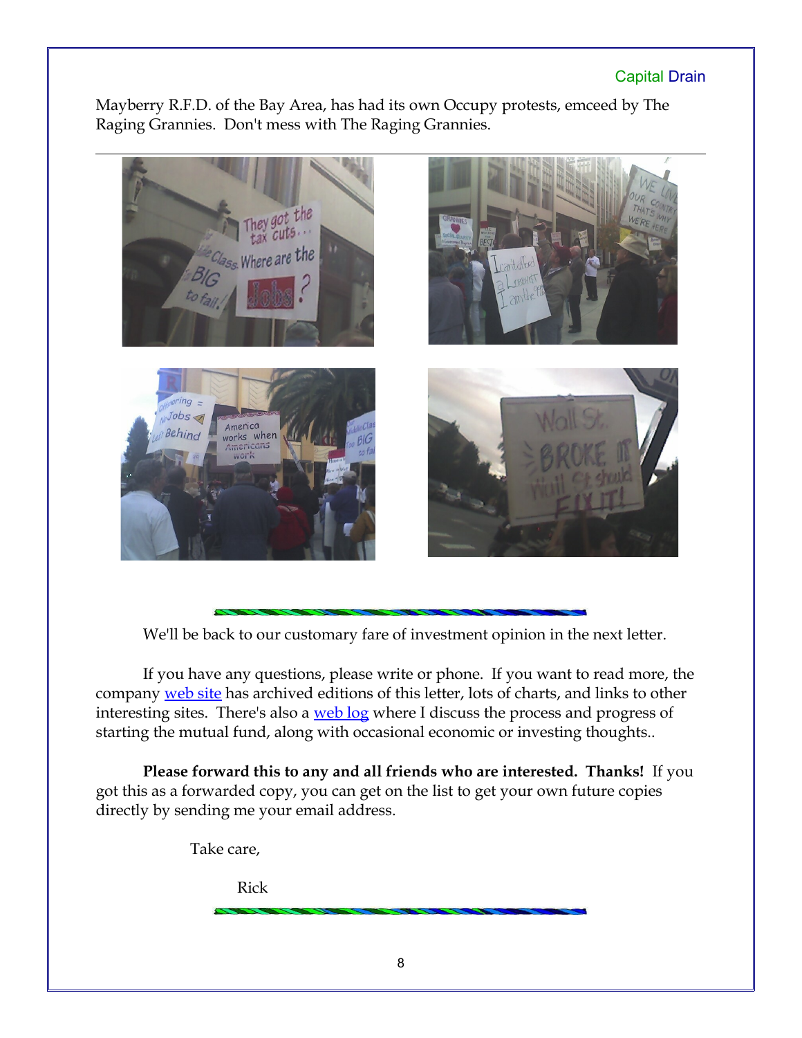Mayberry R.F.D. of the Bay Area, has had its own Occupy protests, emceed by The Raging Grannies. Don't mess with The Raging Grannies.

---

We'll be back to our customary fare of investment opinion in the next letter.

If you have any questions, please write or phone. If you want to read more, the company [web site]() has archived editions of this letter, lots of charts, and links to other interesting sites. There's also a [web log]() where I discuss the process and progress of starting the mutual fund, along with occasional economic or investing thoughts..

**Please forward this to any and all friends who are interested. Thanks!** If you got this as a forwarded copy, you can get on the list to get your own future copies directly by sending me your email address.

Take care,

Rick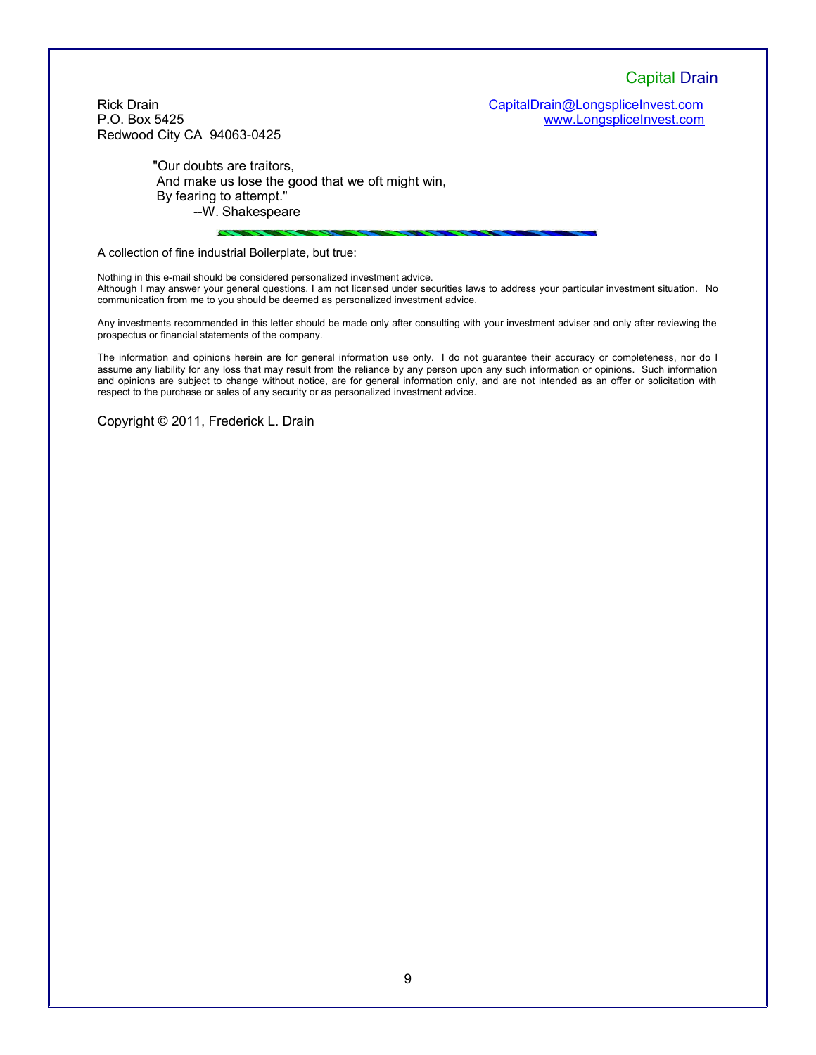Capital Drain

Rick Drain
P.O. Box 5425
Redwood City CA 94063-0425

CapitalDrain@LongspliceInvest.com
www.LongspliceInvest.com

"Our doubts are traitors,
And make us lose the good that we oft might win,
By fearing to attempt."
--W. Shakespeare

A collection of fine industrial Boilerplate, but true:

Nothing in this e-mail should be considered personalized investment advice.
Although I may answer your general questions, I am not licensed under securities laws to address your particular investment situation. No communication from me to you should be deemed as personalized investment advice.

Any investments recommended in this letter should be made only after consulting with your investment adviser and only after reviewing the prospectus or financial statements of the company.

The information and opinions herein are for general information use only. I do not guarantee their accuracy or completeness, nor do I assume any liability for any loss that may result from the reliance by any person upon any such information or opinions. Such information and opinions are subject to change without notice, are for general information only, and are not intended as an offer or solicitation with respect to the purchase or sales of any security or as personalized investment advice.

Copyright © 2011, Frederick L. Drain